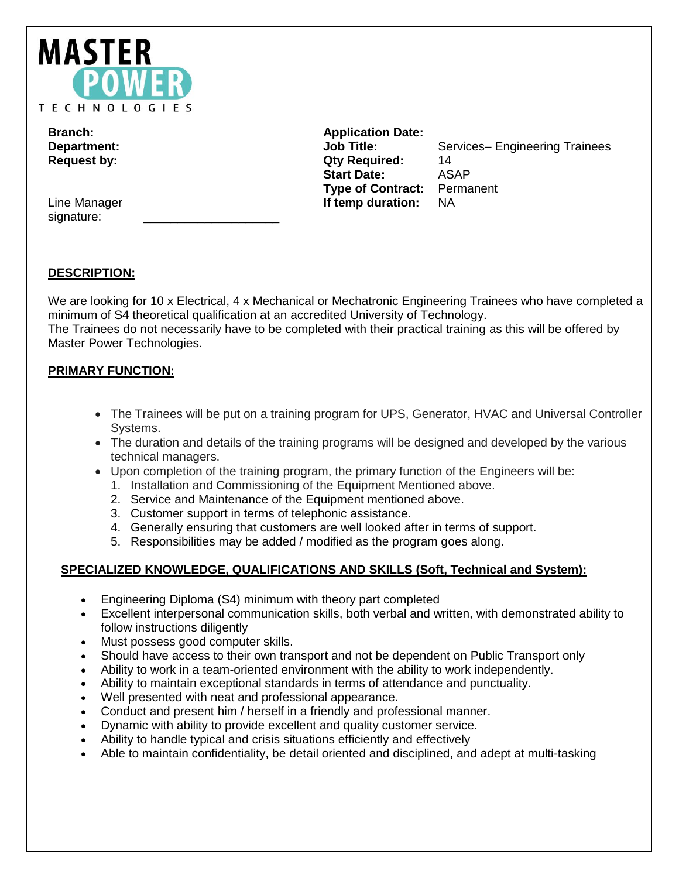**MASTER POWER TECHNOLOGIES**

| | | | |
|---|---|---|---|
| **Branch:** | | **Application Date:** | |
| **Department:** | | **Job Title:** | Services– Engineering Trainees |
| **Request by:** | | **Qty Required:** | 14 |
| | | **Start Date:** | ASAP |
| | | **Type of Contract:** | Permanent |
| Line Manager signature: | ____________________ | **If temp duration:** | NA |

## DESCRIPTION:

We are looking for 10 x Electrical, 4 x Mechanical or Mechatronic Engineering Trainees who have completed a minimum of S4 theoretical qualification at an accredited University of Technology.
The Trainees do not necessarily have to be completed with their practical training as this will be offered by Master Power Technologies.

## PRIMARY FUNCTION:

- The Trainees will be put on a training program for UPS, Generator, HVAC and Universal Controller Systems.
- The duration and details of the training programs will be designed and developed by the various technical managers.
- Upon completion of the training program, the primary function of the Engineers will be:
  1. Installation and Commissioning of the Equipment Mentioned above.
  2. Service and Maintenance of the Equipment mentioned above.
  3. Customer support in terms of telephonic assistance.
  4. Generally ensuring that customers are well looked after in terms of support.
  5. Responsibilities may be added / modified as the program goes along.

## SPECIALIZED KNOWLEDGE, QUALIFICATIONS AND SKILLS (Soft, Technical and System):

- Engineering Diploma (S4) minimum with theory part completed
- Excellent interpersonal communication skills, both verbal and written, with demonstrated ability to follow instructions diligently
- Must possess good computer skills.
- Should have access to their own transport and not be dependent on Public Transport only
- Ability to work in a team-oriented environment with the ability to work independently.
- Ability to maintain exceptional standards in terms of attendance and punctuality.
- Well presented with neat and professional appearance.
- Conduct and present him / herself in a friendly and professional manner.
- Dynamic with ability to provide excellent and quality customer service.
- Ability to handle typical and crisis situations efficiently and effectively
- Able to maintain confidentiality, be detail oriented and disciplined, and adept at multi-tasking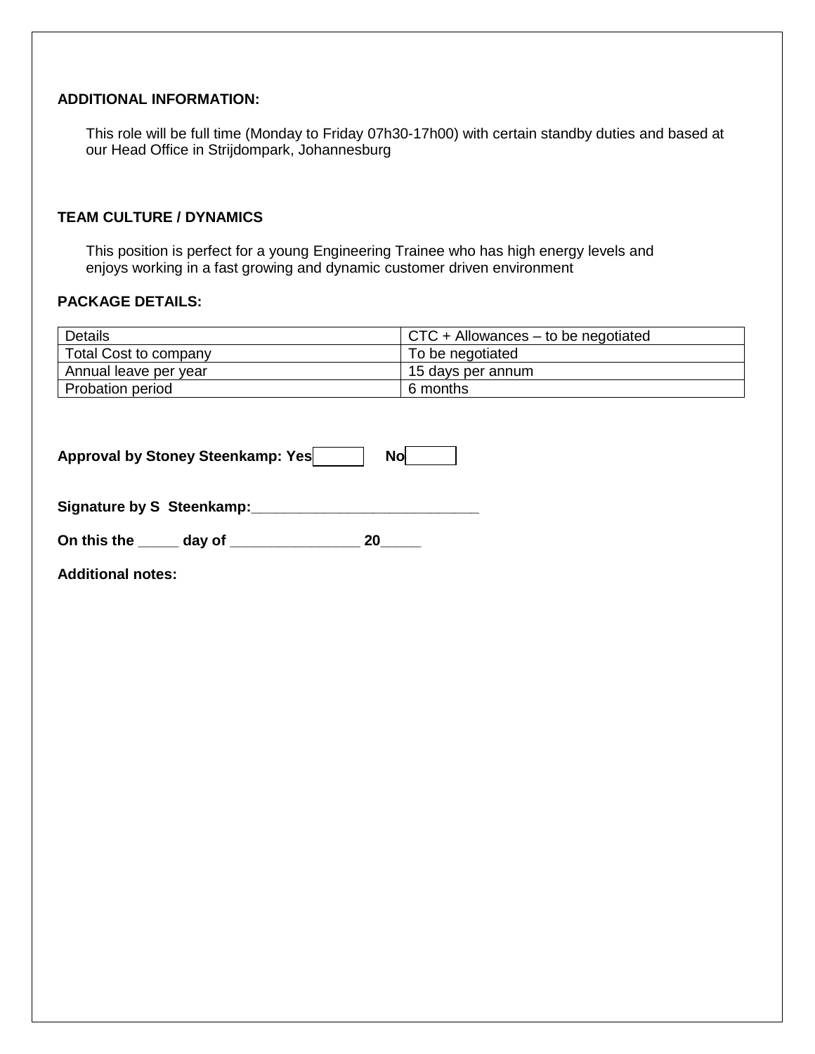**ADDITIONAL INFORMATION:**

This role will be full time (Monday to Friday 07h30-17h00) with certain standby duties and based at our Head Office in Strijdompark, Johannesburg

**TEAM CULTURE / DYNAMICS**

This position is perfect for a young Engineering Trainee who has high energy levels and enjoys working in a fast growing and dynamic customer driven environment

**PACKAGE DETAILS:**

| | |
|---|---|
| Details | CTC + Allowances – to be negotiated |
| Total Cost to company | To be negotiated |
| Annual leave per year | 15 days per annum |
| Probation period | 6 months |

**Approval by Stoney Steenkamp: Yes** ☐ **No** ☐

**Signature by S Steenkamp:____________________________**

**On this the _____ day of ________________ 20_____**

**Additional notes:**